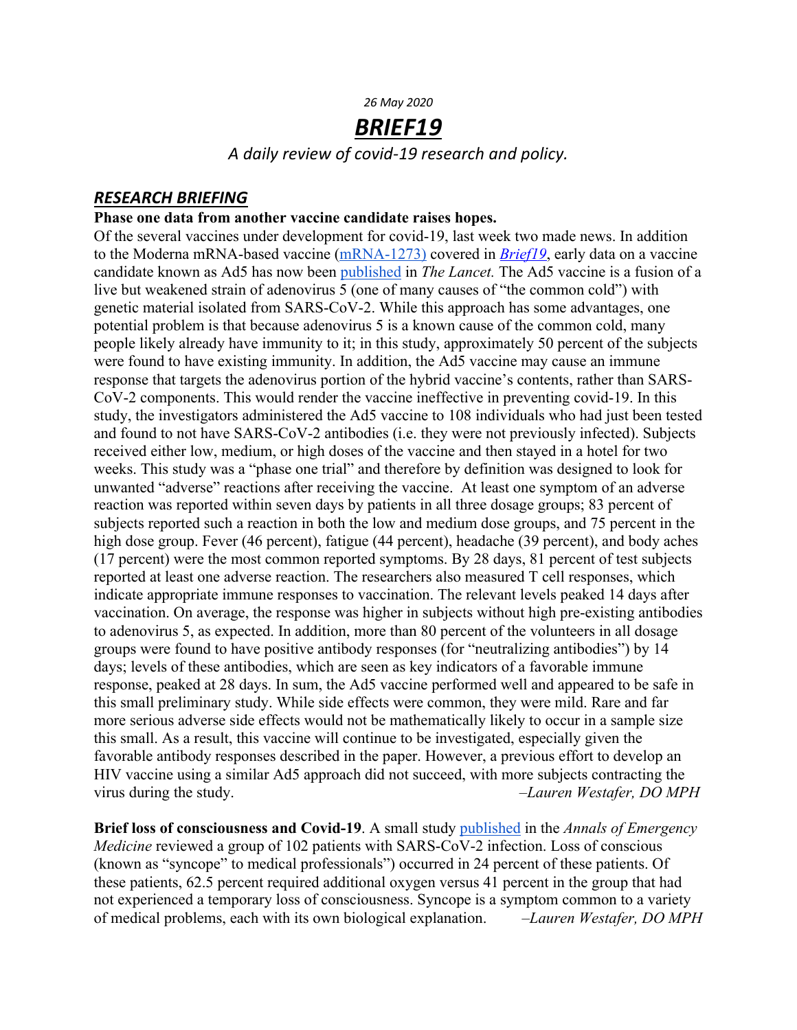*26 May 2020*

# ***BRIEF19***

*A daily review of covid-19 research and policy.*

## ***RESEARCH BRIEFING***

**Phase one data from another vaccine candidate raises hopes.**
Of the several vaccines under development for covid-19, last week two made news. In addition to the Moderna mRNA-based vaccine (mRNA-1273) covered in ***Brief19***, early data on a vaccine candidate known as Ad5 has now been published in *The Lancet.* The Ad5 vaccine is a fusion of a live but weakened strain of adenovirus 5 (one of many causes of "the common cold") with genetic material isolated from SARS-CoV-2. While this approach has some advantages, one potential problem is that because adenovirus 5 is a known cause of the common cold, many people likely already have immunity to it; in this study, approximately 50 percent of the subjects were found to have existing immunity. In addition, the Ad5 vaccine may cause an immune response that targets the adenovirus portion of the hybrid vaccine's contents, rather than SARS-CoV-2 components. This would render the vaccine ineffective in preventing covid-19. In this study, the investigators administered the Ad5 vaccine to 108 individuals who had just been tested and found to not have SARS-CoV-2 antibodies (i.e. they were not previously infected). Subjects received either low, medium, or high doses of the vaccine and then stayed in a hotel for two weeks. This study was a "phase one trial" and therefore by definition was designed to look for unwanted "adverse" reactions after receiving the vaccine. At least one symptom of an adverse reaction was reported within seven days by patients in all three dosage groups; 83 percent of subjects reported such a reaction in both the low and medium dose groups, and 75 percent in the high dose group. Fever (46 percent), fatigue (44 percent), headache (39 percent), and body aches (17 percent) were the most common reported symptoms. By 28 days, 81 percent of test subjects reported at least one adverse reaction. The researchers also measured T cell responses, which indicate appropriate immune responses to vaccination. The relevant levels peaked 14 days after vaccination. On average, the response was higher in subjects without high pre-existing antibodies to adenovirus 5, as expected. In addition, more than 80 percent of the volunteers in all dosage groups were found to have positive antibody responses (for "neutralizing antibodies") by 14 days; levels of these antibodies, which are seen as key indicators of a favorable immune response, peaked at 28 days. In sum, the Ad5 vaccine performed well and appeared to be safe in this small preliminary study. While side effects were common, they were mild. Rare and far more serious adverse side effects would not be mathematically likely to occur in a sample size this small. As a result, this vaccine will continue to be investigated, especially given the favorable antibody responses described in the paper. However, a previous effort to develop an HIV vaccine using a similar Ad5 approach did not succeed, with more subjects contracting the virus during the study. *–Lauren Westafer, DO MPH*

**Brief loss of consciousness and Covid-19**. A small study published in the *Annals of Emergency Medicine* reviewed a group of 102 patients with SARS-CoV-2 infection. Loss of conscious (known as "syncope" to medical professionals") occurred in 24 percent of these patients. Of these patients, 62.5 percent required additional oxygen versus 41 percent in the group that had not experienced a temporary loss of consciousness. Syncope is a symptom common to a variety of medical problems, each with its own biological explanation. *–Lauren Westafer, DO MPH*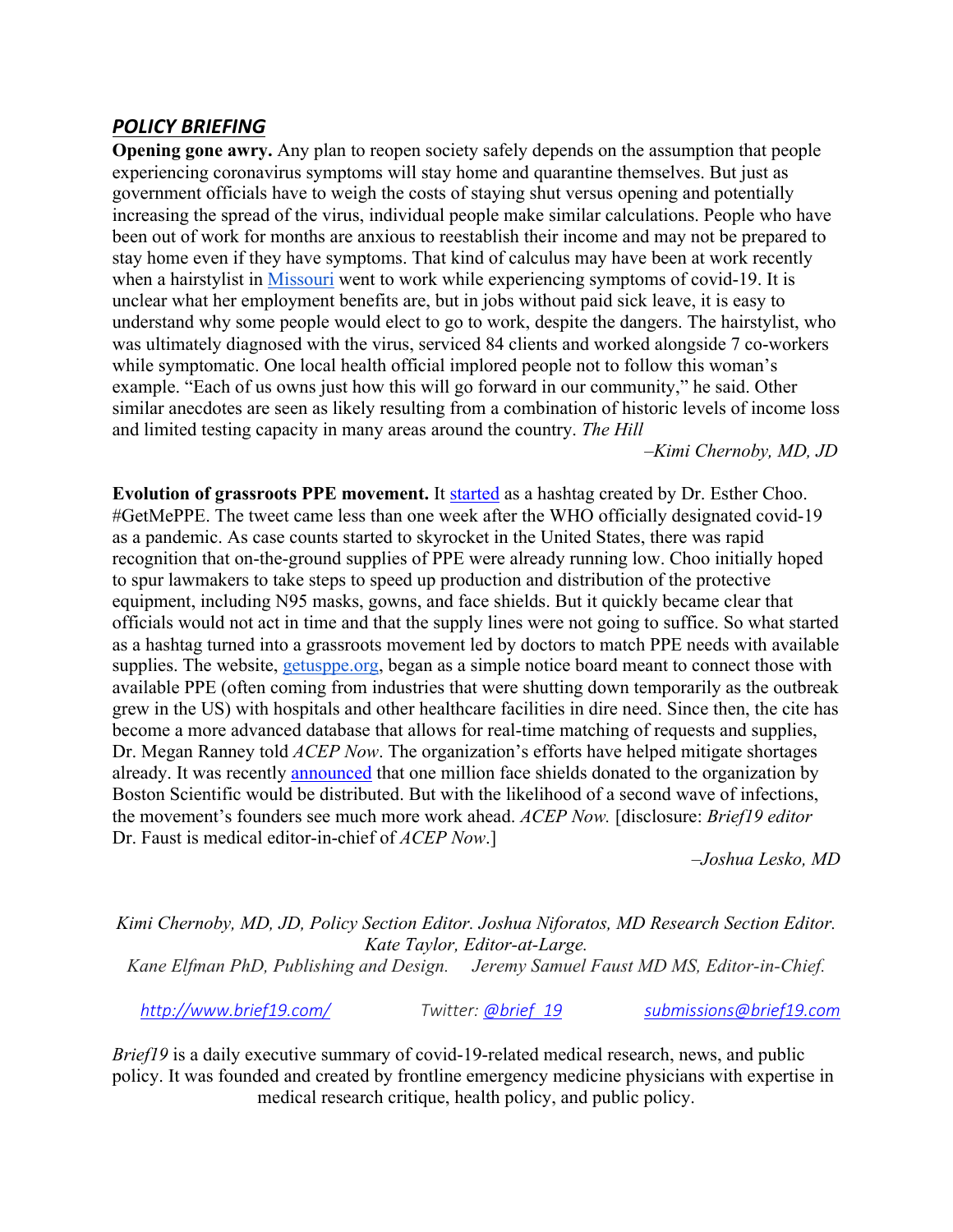## ***POLICY BRIEFING***

**Opening gone awry.** Any plan to reopen society safely depends on the assumption that people experiencing coronavirus symptoms will stay home and quarantine themselves. But just as government officials have to weigh the costs of staying shut versus opening and potentially increasing the spread of the virus, individual people make similar calculations. People who have been out of work for months are anxious to reestablish their income and may not be prepared to stay home even if they have symptoms. That kind of calculus may have been at work recently when a hairstylist in Missouri went to work while experiencing symptoms of covid-19. It is unclear what her employment benefits are, but in jobs without paid sick leave, it is easy to understand why some people would elect to go to work, despite the dangers. The hairstylist, who was ultimately diagnosed with the virus, serviced 84 clients and worked alongside 7 co-workers while symptomatic. One local health official implored people not to follow this woman's example. "Each of us owns just how this will go forward in our community," he said. Other similar anecdotes are seen as likely resulting from a combination of historic levels of income loss and limited testing capacity in many areas around the country. *The Hill*

*–Kimi Chernoby, MD, JD*

**Evolution of grassroots PPE movement.** It started as a hashtag created by Dr. Esther Choo. #GetMePPE. The tweet came less than one week after the WHO officially designated covid-19 as a pandemic. As case counts started to skyrocket in the United States, there was rapid recognition that on-the-ground supplies of PPE were already running low. Choo initially hoped to spur lawmakers to take steps to speed up production and distribution of the protective equipment, including N95 masks, gowns, and face shields. But it quickly became clear that officials would not act in time and that the supply lines were not going to suffice. So what started as a hashtag turned into a grassroots movement led by doctors to match PPE needs with available supplies. The website, getusppe.org, began as a simple notice board meant to connect those with available PPE (often coming from industries that were shutting down temporarily as the outbreak grew in the US) with hospitals and other healthcare facilities in dire need. Since then, the cite has become a more advanced database that allows for real-time matching of requests and supplies, Dr. Megan Ranney told *ACEP Now*. The organization's efforts have helped mitigate shortages already. It was recently announced that one million face shields donated to the organization by Boston Scientific would be distributed. But with the likelihood of a second wave of infections, the movement's founders see much more work ahead. *ACEP Now.* [disclosure: *Brief19 editor* Dr. Faust is medical editor-in-chief of *ACEP Now*.]

*–Joshua Lesko, MD*

*Kimi Chernoby, MD, JD, Policy Section Editor. Joshua Niforatos, MD Research Section Editor. Kate Taylor, Editor-at-Large.*
*Kane Elfman PhD, Publishing and Design. Jeremy Samuel Faust MD MS, Editor-in-Chief.*

http://www.brief19.com/ Twitter: @brief_19 submissions@brief19.com

*Brief19* is a daily executive summary of covid-19-related medical research, news, and public policy. It was founded and created by frontline emergency medicine physicians with expertise in medical research critique, health policy, and public policy.